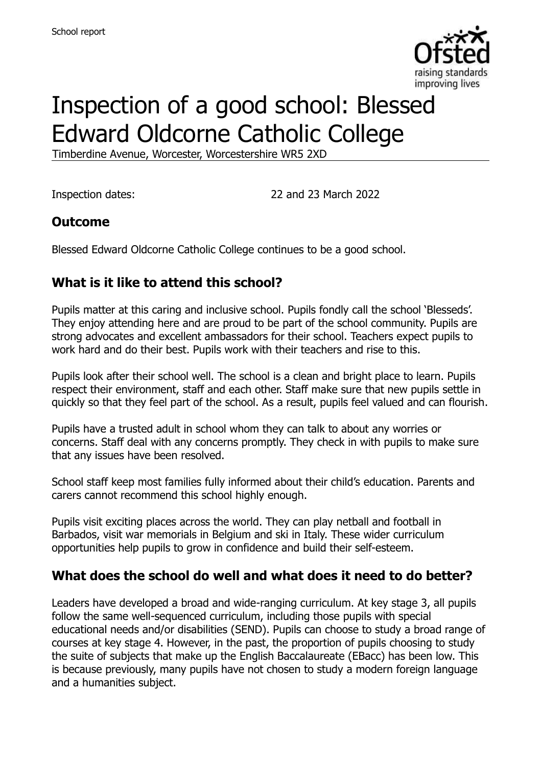# Inspection of a good school: Blessed Edward Oldcorne Catholic College

Timberdine Avenue, Worcester, Worcestershire WR5 2XD

Inspection dates: 22 and 23 March 2022

## Outcome

Blessed Edward Oldcorne Catholic College continues to be a good school.

## What is it like to attend this school?

Pupils matter at this caring and inclusive school. Pupils fondly call the school 'Blesseds'. They enjoy attending here and are proud to be part of the school community. Pupils are strong advocates and excellent ambassadors for their school. Teachers expect pupils to work hard and do their best. Pupils work with their teachers and rise to this.

Pupils look after their school well. The school is a clean and bright place to learn. Pupils respect their environment, staff and each other. Staff make sure that new pupils settle in quickly so that they feel part of the school. As a result, pupils feel valued and can flourish.

Pupils have a trusted adult in school whom they can talk to about any worries or concerns. Staff deal with any concerns promptly. They check in with pupils to make sure that any issues have been resolved.

School staff keep most families fully informed about their child's education. Parents and carers cannot recommend this school highly enough.

Pupils visit exciting places across the world. They can play netball and football in Barbados, visit war memorials in Belgium and ski in Italy. These wider curriculum opportunities help pupils to grow in confidence and build their self-esteem.

## What does the school do well and what does it need to do better?

Leaders have developed a broad and wide-ranging curriculum. At key stage 3, all pupils follow the same well-sequenced curriculum, including those pupils with special educational needs and/or disabilities (SEND). Pupils can choose to study a broad range of courses at key stage 4. However, in the past, the proportion of pupils choosing to study the suite of subjects that make up the English Baccalaureate (EBacc) has been low. This is because previously, many pupils have not chosen to study a modern foreign language and a humanities subject.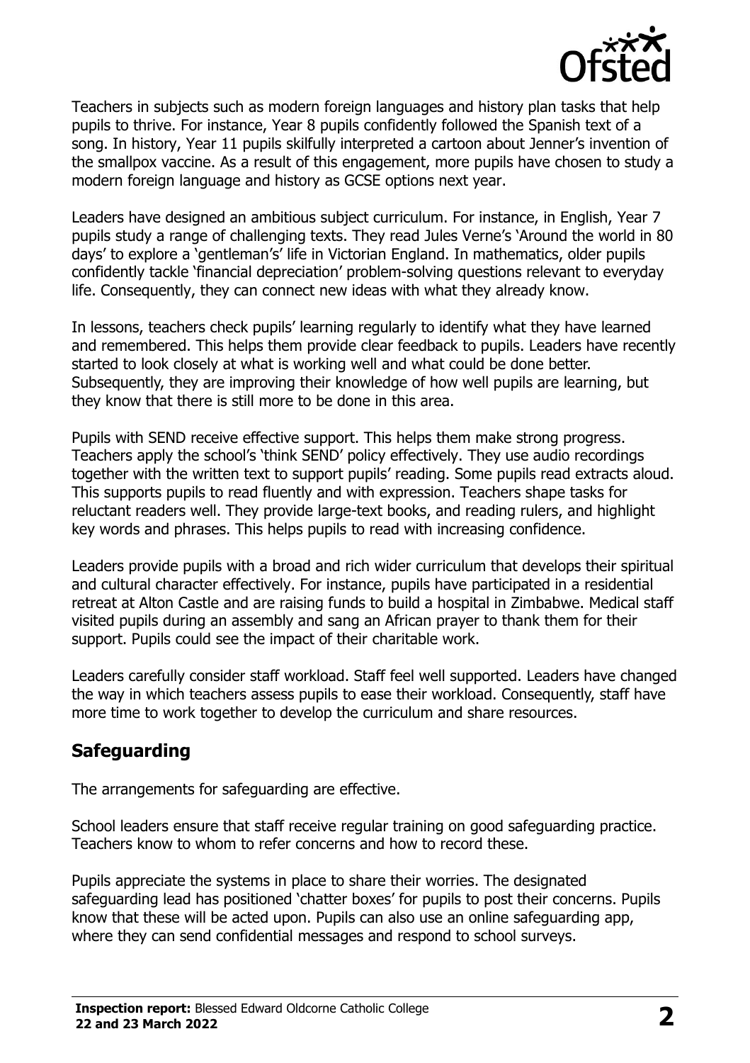Teachers in subjects such as modern foreign languages and history plan tasks that help pupils to thrive. For instance, Year 8 pupils confidently followed the Spanish text of a song. In history, Year 11 pupils skilfully interpreted a cartoon about Jenner's invention of the smallpox vaccine. As a result of this engagement, more pupils have chosen to study a modern foreign language and history as GCSE options next year.

Leaders have designed an ambitious subject curriculum. For instance, in English, Year 7 pupils study a range of challenging texts. They read Jules Verne's 'Around the world in 80 days' to explore a 'gentleman's' life in Victorian England. In mathematics, older pupils confidently tackle 'financial depreciation' problem-solving questions relevant to everyday life. Consequently, they can connect new ideas with what they already know.

In lessons, teachers check pupils' learning regularly to identify what they have learned and remembered. This helps them provide clear feedback to pupils. Leaders have recently started to look closely at what is working well and what could be done better. Subsequently, they are improving their knowledge of how well pupils are learning, but they know that there is still more to be done in this area.

Pupils with SEND receive effective support. This helps them make strong progress. Teachers apply the school's 'think SEND' policy effectively. They use audio recordings together with the written text to support pupils' reading. Some pupils read extracts aloud. This supports pupils to read fluently and with expression. Teachers shape tasks for reluctant readers well. They provide large-text books, and reading rulers, and highlight key words and phrases. This helps pupils to read with increasing confidence.

Leaders provide pupils with a broad and rich wider curriculum that develops their spiritual and cultural character effectively. For instance, pupils have participated in a residential retreat at Alton Castle and are raising funds to build a hospital in Zimbabwe. Medical staff visited pupils during an assembly and sang an African prayer to thank them for their support. Pupils could see the impact of their charitable work.

Leaders carefully consider staff workload. Staff feel well supported. Leaders have changed the way in which teachers assess pupils to ease their workload. Consequently, staff have more time to work together to develop the curriculum and share resources.

## Safeguarding

The arrangements for safeguarding are effective.

School leaders ensure that staff receive regular training on good safeguarding practice. Teachers know to whom to refer concerns and how to record these.

Pupils appreciate the systems in place to share their worries. The designated safeguarding lead has positioned 'chatter boxes' for pupils to post their concerns. Pupils know that these will be acted upon. Pupils can also use an online safeguarding app, where they can send confidential messages and respond to school surveys.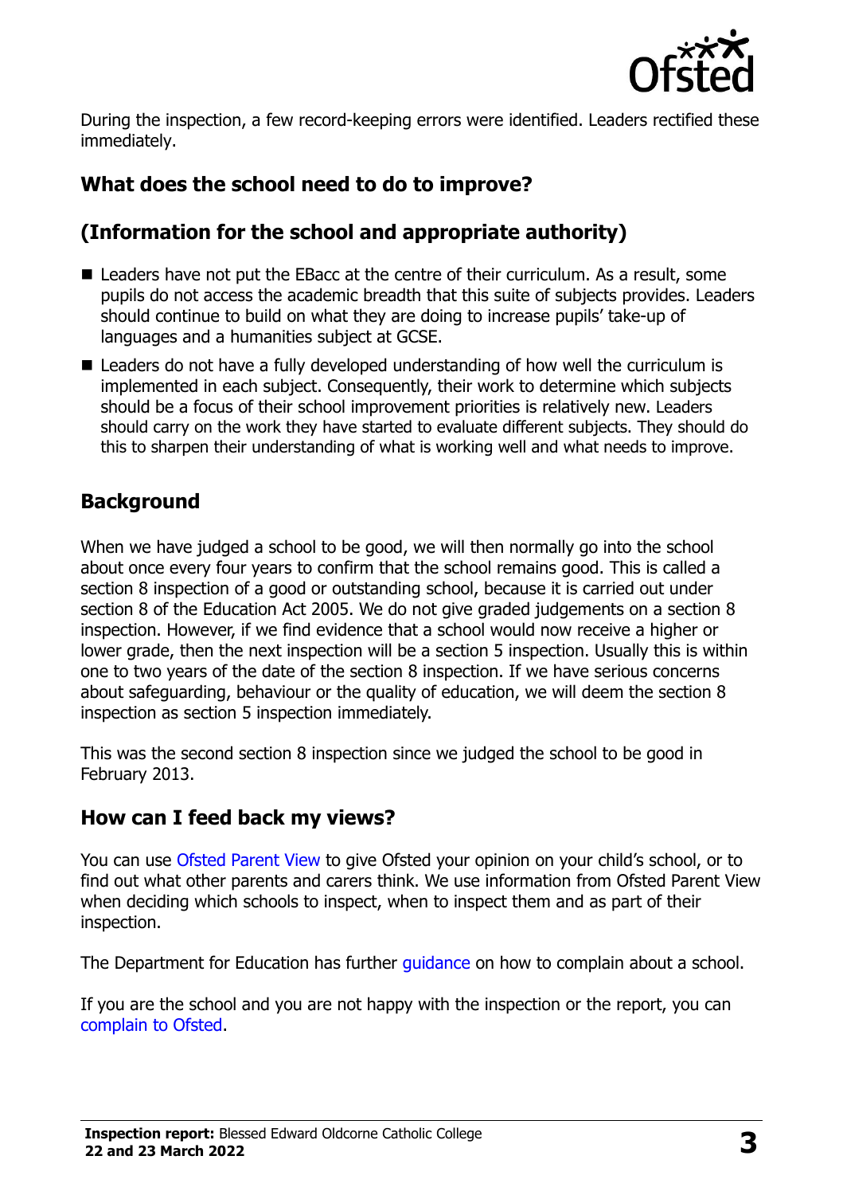During the inspection, a few record-keeping errors were identified. Leaders rectified these immediately.

## What does the school need to do to improve?

## (Information for the school and appropriate authority)

- Leaders have not put the EBacc at the centre of their curriculum. As a result, some pupils do not access the academic breadth that this suite of subjects provides. Leaders should continue to build on what they are doing to increase pupils' take-up of languages and a humanities subject at GCSE.
- Leaders do not have a fully developed understanding of how well the curriculum is implemented in each subject. Consequently, their work to determine which subjects should be a focus of their school improvement priorities is relatively new. Leaders should carry on the work they have started to evaluate different subjects. They should do this to sharpen their understanding of what is working well and what needs to improve.

## Background

When we have judged a school to be good, we will then normally go into the school about once every four years to confirm that the school remains good. This is called a section 8 inspection of a good or outstanding school, because it is carried out under section 8 of the Education Act 2005. We do not give graded judgements on a section 8 inspection. However, if we find evidence that a school would now receive a higher or lower grade, then the next inspection will be a section 5 inspection. Usually this is within one to two years of the date of the section 8 inspection. If we have serious concerns about safeguarding, behaviour or the quality of education, we will deem the section 8 inspection as section 5 inspection immediately.

This was the second section 8 inspection since we judged the school to be good in February 2013.

## How can I feed back my views?

You can use Ofsted Parent View to give Ofsted your opinion on your child's school, or to find out what other parents and carers think. We use information from Ofsted Parent View when deciding which schools to inspect, when to inspect them and as part of their inspection.

The Department for Education has further guidance on how to complain about a school.

If you are the school and you are not happy with the inspection or the report, you can complain to Ofsted.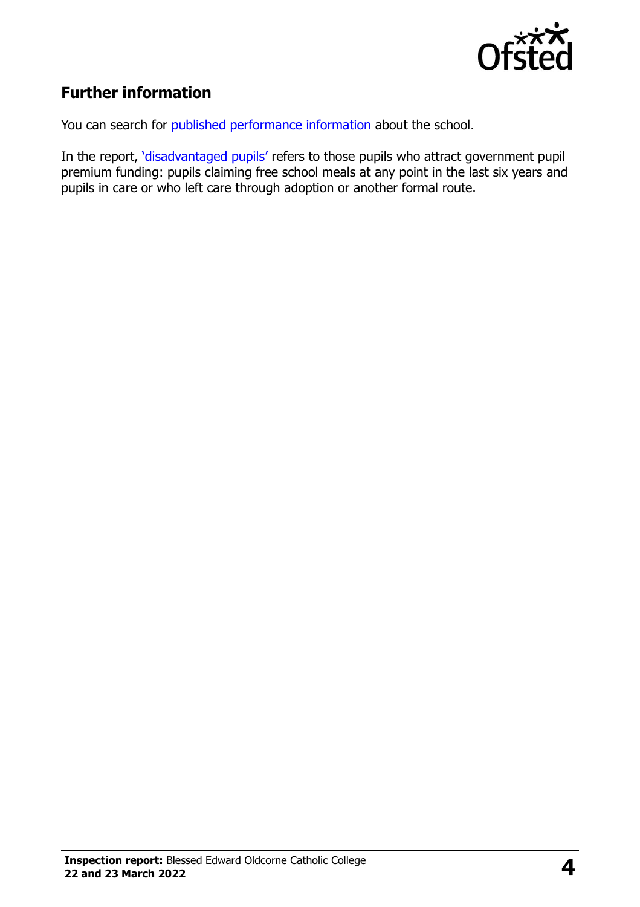## Further information

You can search for published performance information about the school.

In the report, 'disadvantaged pupils' refers to those pupils who attract government pupil premium funding: pupils claiming free school meals at any point in the last six years and pupils in care or who left care through adoption or another formal route.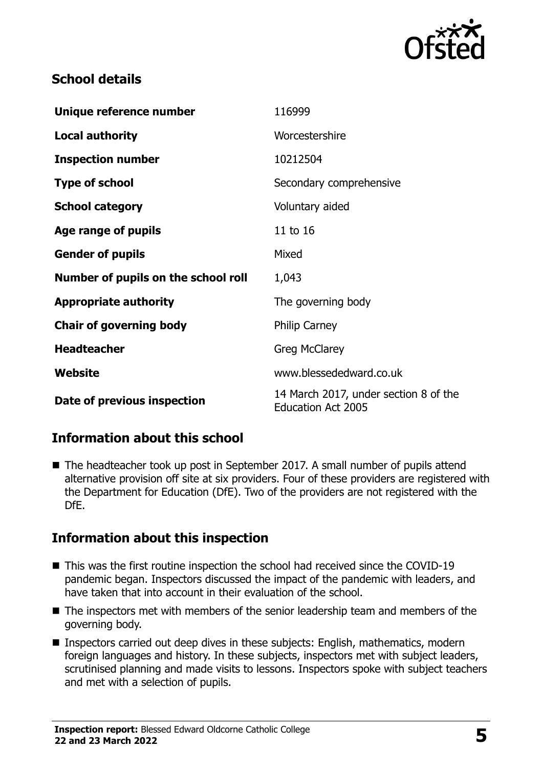## School details

| | |
|---|---|
| **Unique reference number** | 116999 |
| **Local authority** | Worcestershire |
| **Inspection number** | 10212504 |
| **Type of school** | Secondary comprehensive |
| **School category** | Voluntary aided |
| **Age range of pupils** | 11 to 16 |
| **Gender of pupils** | Mixed |
| **Number of pupils on the school roll** | 1,043 |
| **Appropriate authority** | The governing body |
| **Chair of governing body** | Philip Carney |
| **Headteacher** | Greg McClarey |
| **Website** | www.blessededward.co.uk |
| **Date of previous inspection** | 14 March 2017, under section 8 of the Education Act 2005 |

## Information about this school

- The headteacher took up post in September 2017. A small number of pupils attend alternative provision off site at six providers. Four of these providers are registered with the Department for Education (DfE). Two of the providers are not registered with the DfE.

## Information about this inspection

- This was the first routine inspection the school had received since the COVID-19 pandemic began. Inspectors discussed the impact of the pandemic with leaders, and have taken that into account in their evaluation of the school.
- The inspectors met with members of the senior leadership team and members of the governing body.
- Inspectors carried out deep dives in these subjects: English, mathematics, modern foreign languages and history. In these subjects, inspectors met with subject leaders, scrutinised planning and made visits to lessons. Inspectors spoke with subject teachers and met with a selection of pupils.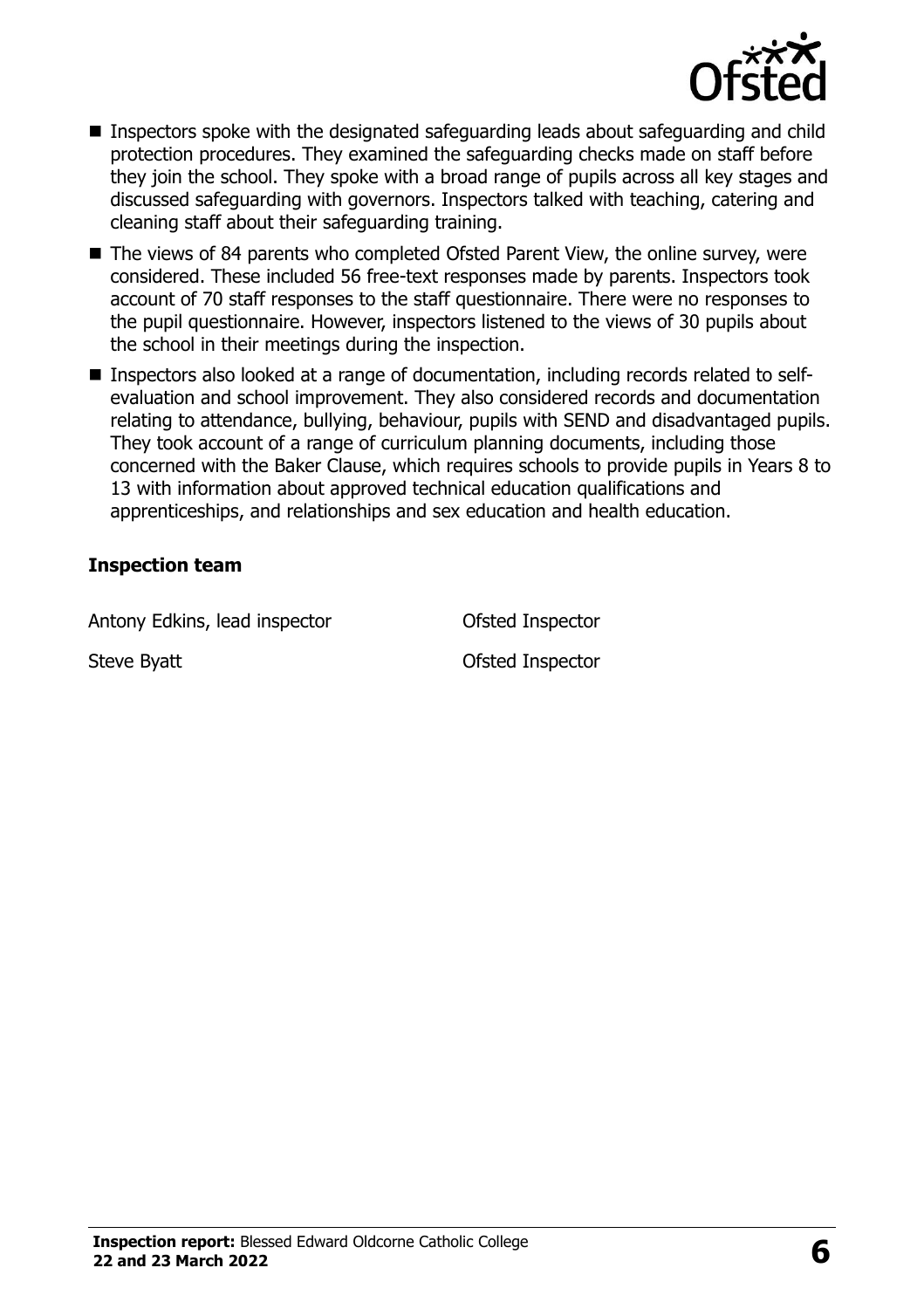- Inspectors spoke with the designated safeguarding leads about safeguarding and child protection procedures. They examined the safeguarding checks made on staff before they join the school. They spoke with a broad range of pupils across all key stages and discussed safeguarding with governors. Inspectors talked with teaching, catering and cleaning staff about their safeguarding training.
- The views of 84 parents who completed Ofsted Parent View, the online survey, were considered. These included 56 free-text responses made by parents. Inspectors took account of 70 staff responses to the staff questionnaire. There were no responses to the pupil questionnaire. However, inspectors listened to the views of 30 pupils about the school in their meetings during the inspection.
- Inspectors also looked at a range of documentation, including records related to self-evaluation and school improvement. They also considered records and documentation relating to attendance, bullying, behaviour, pupils with SEND and disadvantaged pupils. They took account of a range of curriculum planning documents, including those concerned with the Baker Clause, which requires schools to provide pupils in Years 8 to 13 with information about approved technical education qualifications and apprenticeships, and relationships and sex education and health education.

### Inspection team

| | |
|---|---|
| Antony Edkins, lead inspector | Ofsted Inspector |
| Steve Byatt | Ofsted Inspector |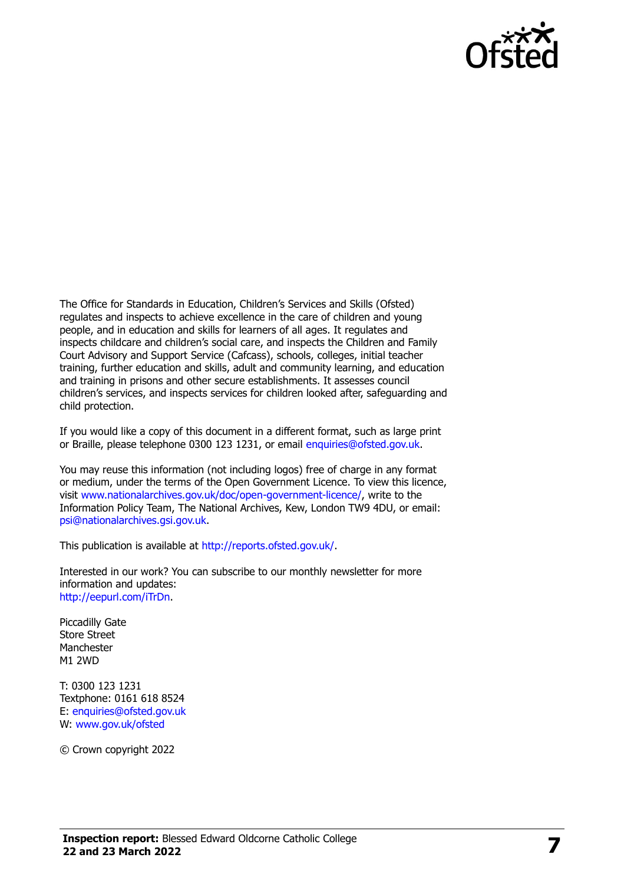The Office for Standards in Education, Children's Services and Skills (Ofsted) regulates and inspects to achieve excellence in the care of children and young people, and in education and skills for learners of all ages. It regulates and inspects childcare and children's social care, and inspects the Children and Family Court Advisory and Support Service (Cafcass), schools, colleges, initial teacher training, further education and skills, adult and community learning, and education and training in prisons and other secure establishments. It assesses council children's services, and inspects services for children looked after, safeguarding and child protection.

If you would like a copy of this document in a different format, such as large print or Braille, please telephone 0300 123 1231, or email enquiries@ofsted.gov.uk.

You may reuse this information (not including logos) free of charge in any format or medium, under the terms of the Open Government Licence. To view this licence, visit www.nationalarchives.gov.uk/doc/open-government-licence/, write to the Information Policy Team, The National Archives, Kew, London TW9 4DU, or email: psi@nationalarchives.gsi.gov.uk.

This publication is available at http://reports.ofsted.gov.uk/.

Interested in our work? You can subscribe to our monthly newsletter for more information and updates:
http://eepurl.com/iTrDn.

Piccadilly Gate
Store Street
Manchester
M1 2WD

T: 0300 123 1231
Textphone: 0161 618 8524
E: enquiries@ofsted.gov.uk
W: www.gov.uk/ofsted

© Crown copyright 2022